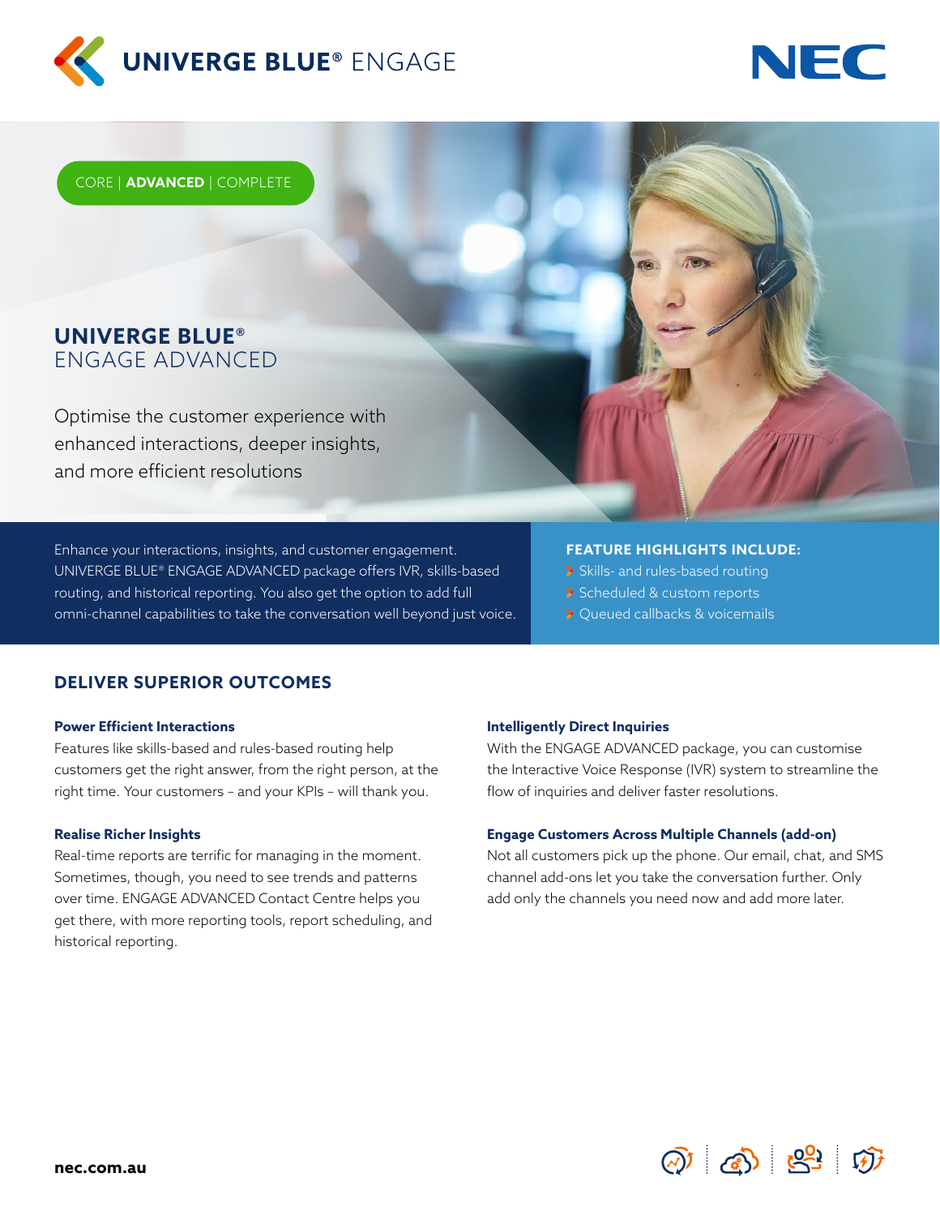UNIVERGE BLUE® ENGAGE

NEC

CORE | **ADVANCED** | COMPLETE

# UNIVERGE BLUE® ENGAGE ADVANCED

Optimise the customer experience with enhanced interactions, deeper insights, and more efficient resolutions

Enhance your interactions, insights, and customer engagement. UNIVERGE BLUE® ENGAGE ADVANCED package offers IVR, skills-based routing, and historical reporting. You also get the option to add full omni-channel capabilities to take the conversation well beyond just voice.

**FEATURE HIGHLIGHTS INCLUDE:**

- Skills- and rules-based routing
- Scheduled & custom reports
- Queued callbacks & voicemails

## DELIVER SUPERIOR OUTCOMES

### Power Efficient Interactions

Features like skills-based and rules-based routing help customers get the right answer, from the right person, at the right time. Your customers – and your KPIs – will thank you.

### Realise Richer Insights

Real-time reports are terrific for managing in the moment. Sometimes, though, you need to see trends and patterns over time. ENGAGE ADVANCED Contact Centre helps you get there, with more reporting tools, report scheduling, and historical reporting.

### Intelligently Direct Inquiries

With the ENGAGE ADVANCED package, you can customise the Interactive Voice Response (IVR) system to streamline the flow of inquiries and deliver faster resolutions.

### Engage Customers Across Multiple Channels (add-on)

Not all customers pick up the phone. Our email, chat, and SMS channel add-ons let you take the conversation further. Only add only the channels you need now and add more later.

**nec.com.au**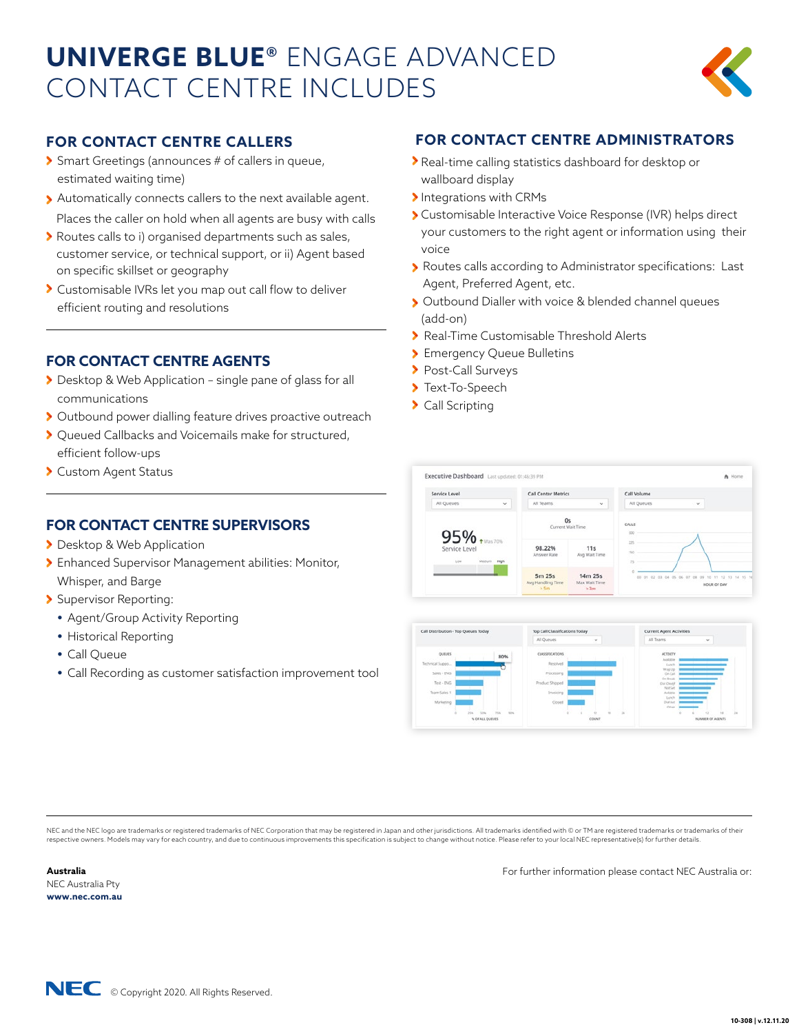# UNIVERGE BLUE® ENGAGE ADVANCED CONTACT CENTRE INCLUDES

## FOR CONTACT CENTRE CALLERS

- Smart Greetings (announces # of callers in queue, estimated waiting time)
- Automatically connects callers to the next available agent. Places the caller on hold when all agents are busy with calls
- Routes calls to i) organised departments such as sales, customer service, or technical support, or ii) Agent based on specific skillset or geography
- Customisable IVRs let you map out call flow to deliver efficient routing and resolutions

## FOR CONTACT CENTRE AGENTS

- Desktop & Web Application – single pane of glass for all communications
- Outbound power dialling feature drives proactive outreach
- Queued Callbacks and Voicemails make for structured, efficient follow-ups
- Custom Agent Status

## FOR CONTACT CENTRE SUPERVISORS

- Desktop & Web Application
- Enhanced Supervisor Management abilities: Monitor, Whisper, and Barge
- Supervisor Reporting:
  - Agent/Group Activity Reporting
  - Historical Reporting
  - Call Queue
  - Call Recording as customer satisfaction improvement tool

## FOR CONTACT CENTRE ADMINISTRATORS

- Real-time calling statistics dashboard for desktop or wallboard display
- Integrations with CRMs
- Customisable Interactive Voice Response (IVR) helps direct your customers to the right agent or information using their voice
- Routes calls according to Administrator specifications: Last Agent, Preferred Agent, etc.
- Outbound Dialler with voice & blended channel queues (add-on)
- Real-Time Customisable Threshold Alerts
- Emergency Queue Bulletins
- Post-Call Surveys
- Text-To-Speech
- Call Scripting

NEC and the NEC logo are trademarks or registered trademarks of NEC Corporation that may be registered in Japan and other jurisdictions. All trademarks identified with © or TM are registered trademarks or trademarks of their respective owners. Models may vary for each country, and due to continuous improvements this specification is subject to change without notice. Please refer to your local NEC representative(s) for further details.

**Australia**
NEC Australia Pty
**www.nec.com.au**

For further information please contact NEC Australia or:

© Copyright 2020. All Rights Reserved.

10-308 | v.12.11.20